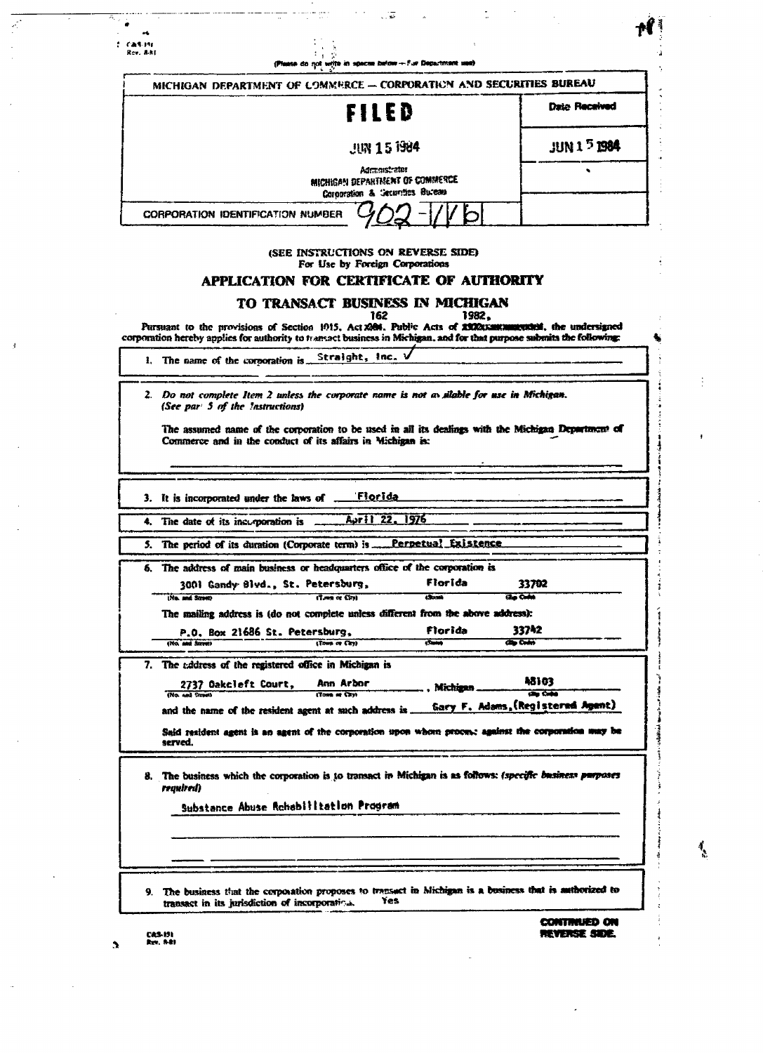C&S-151
Rev. 8-81

(Please do not write in spaces below — For Department use)

MICHIGAN DEPARTMENT OF COMMERCE — CORPORATION AND SECURITIES BUREAU

| FILED | Date Received |
|---|---|
| JUN 15 1984 | JUN 15 1984 |
| Administrator MICHIGAN DEPARTMENT OF COMMERCE Corporation & Securities Bureau | |
| CORPORATION IDENTIFICATION NUMBER 902-116 | |

(SEE INSTRUCTIONS ON REVERSE SIDE)
For Use by Foreign Corporations

# APPLICATION FOR CERTIFICATE OF AUTHORITY

## TO TRANSACT BUSINESS IN MICHIGAN

Pursuant to the provisions of Section 1015, Act 162, Public Acts of 1982, the undersigned corporation hereby applies for authority to transact business in Michigan, and for that purpose submits the following:

1. The name of the corporation is Straight, Inc.

2. *Do not complete Item 2 unless the corporate name is not available for use in Michigan. (See part 5 of the Instructions)*

   The assumed name of the corporation to be used in all its dealings with the Michigan Department of Commerce and in the conduct of its affairs in Michigan is:

3. It is incorporated under the laws of Florida

4. The date of its incorporation is April 22, 1976

5. The period of its duration (Corporate term) is Perpetual Existence

6. The address of main business or headquarters office of the corporation is

   3001 Gandy Blvd., St. Petersburg, Florida 33702
   (No. and Street) (Town or City) (State) (Zip Code)

   The mailing address is (do not complete unless different from the above address):

   P.O. Box 21686 St. Petersburg, Florida 33742
   (No. and Street) (Town or City) (State) (Zip Code)

7. The address of the registered office in Michigan is

   2737 Oakcleft Court, Ann Arbor, Michigan 48103
   (No. and Street) (Town or City) (Zip Code)

   and the name of the resident agent at such address is Gary F. Adams, (Registered Agent)

   Said resident agent is an agent of the corporation upon whom process against the corporation may be served.

8. The business which the corporation is to transact in Michigan is as follows: *(specific business purposes required)*

   Substance Abuse Rehabilitation Program

9. The business that the corporation proposes to transact in Michigan is a business that is authorized to transact in its jurisdiction of incorporation. Yes

**CONTINUED ON REVERSE SIDE.**

C&S-151
Rev. 8-81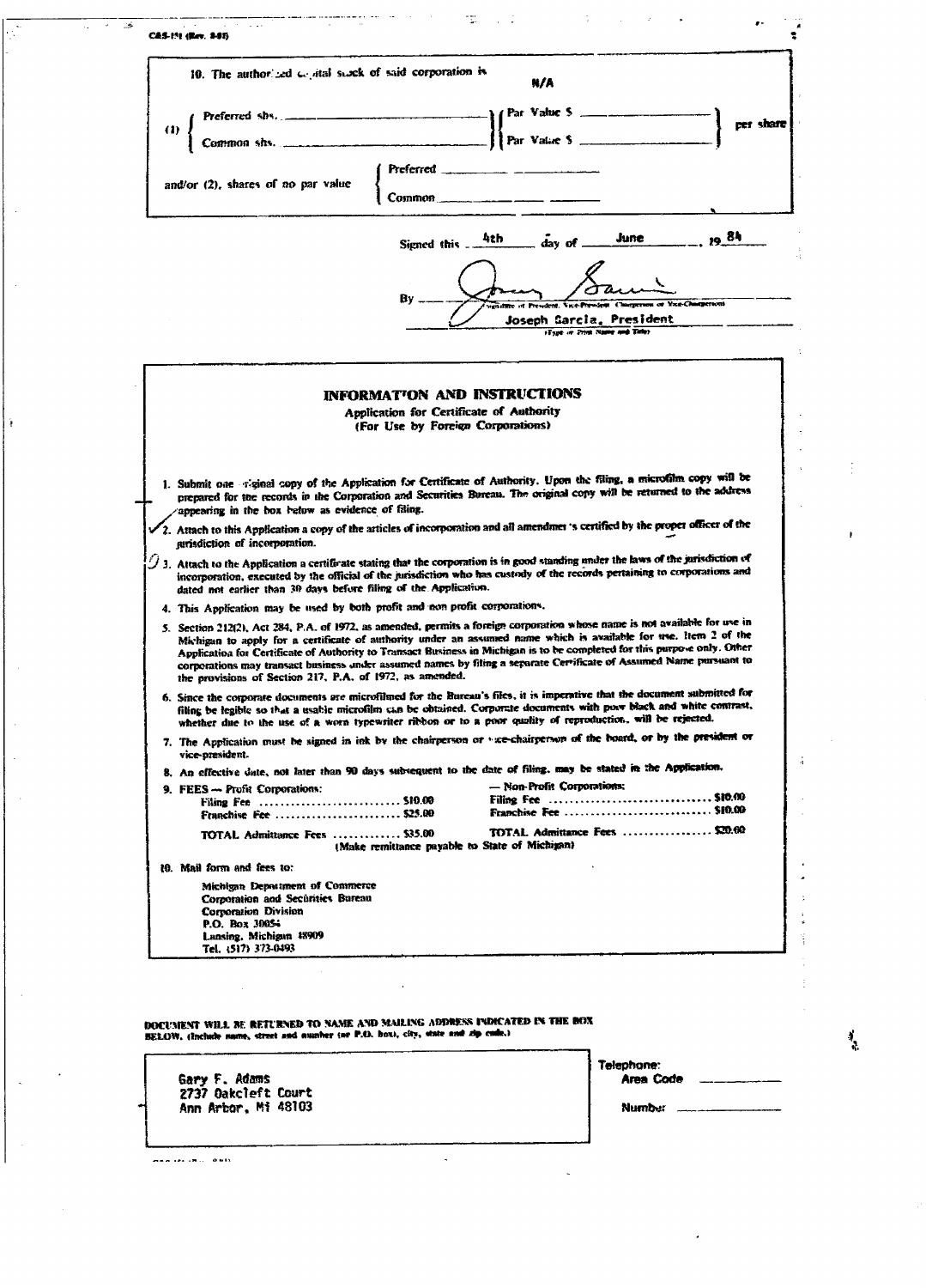CAS-191 (Rev. 8-81)

10. The authorized capital stock of said corporation is N/A

(1) Preferred shs. ______ Par Value $ ______ per share
Common shs. ______ Par Value $ ______ per share

and/or (2), shares of no par value
Preferred ______
Common ______

Signed this 4th day of June, 19 84

By ______
(Signature of President, Vice-President, Chairperson or Vice-Chairperson)

Joseph Garcia, President
(Type or Print Name and Title)

## INFORMATION AND INSTRUCTIONS

**Application for Certificate of Authority**
**(For Use by Foreign Corporations)**

1. Submit one original copy of the Application for Certificate of Authority. Upon the filing, a microfilm copy will be prepared for the records in the Corporation and Securities Bureau. The original copy will be returned to the address appearing in the box below as evidence of filing.
2. Attach to this Application a copy of the articles of incorporation and all amendments certified by the proper officer of the jurisdiction of incorporation.
3. Attach to the Application a certificate stating that the corporation is in good standing under the laws of the jurisdiction of incorporation, executed by the official of the jurisdiction who has custody of the records pertaining to corporations and dated not earlier than 30 days before filing of the Application.
4. This Application may be used by both profit and non profit corporations.
5. Section 212(2), Act 284, P.A. of 1972, as amended, permits a foreign corporation whose name is not available for use in Michigan to apply for a certificate of authority under an assumed name which is available for use. Item 2 of the Application for Certificate of Authority to Transact Business in Michigan is to be completed for this purpose only. Other corporations may transact business under assumed names by filing a separate Certificate of Assumed Name pursuant to the provisions of Section 217, P.A. of 1972, as amended.
6. Since the corporate documents are microfilmed for the Bureau's files, it is imperative that the document submitted for filing be legible so that a usable microfilm can be obtained. Corporate documents with poor black and white contrast, whether due to the use of a worn typewriter ribbon or to a poor quality of reproduction, will be rejected.
7. The Application must be signed in ink by the chairperson or vice-chairperson of the board, or by the president or vice-president.
8. An effective date, not later than 90 days subsequent to the date of filing, may be stated in the Application.
9. FEES — Profit Corporations:

| Profit Corporations | | Non-Profit Corporations | |
|---|---|---|---|
| Filing Fee | $10.00 | Filing Fee | $10.00 |
| Franchise Fee | $25.00 | Franchise Fee | $10.00 |
| TOTAL Admittance Fees | $35.00 | TOTAL Admittance Fees | $20.00 |

(Make remittance payable to State of Michigan)

10. Mail form and fees to:

Michigan Department of Commerce
Corporation and Securities Bureau
Corporation Division
P.O. Box 30054
Lansing, Michigan 48909
Tel. (517) 373-0493

DOCUMENT WILL BE RETURNED TO NAME AND MAILING ADDRESS INDICATED IN THE BOX BELOW. (Include name, street and number (or P.O. box), city, state and zip code.)

Gary F. Adams
2737 Oakcleft Court
Ann Arbor, MI 48103

Telephone:
Area Code ______
Number ______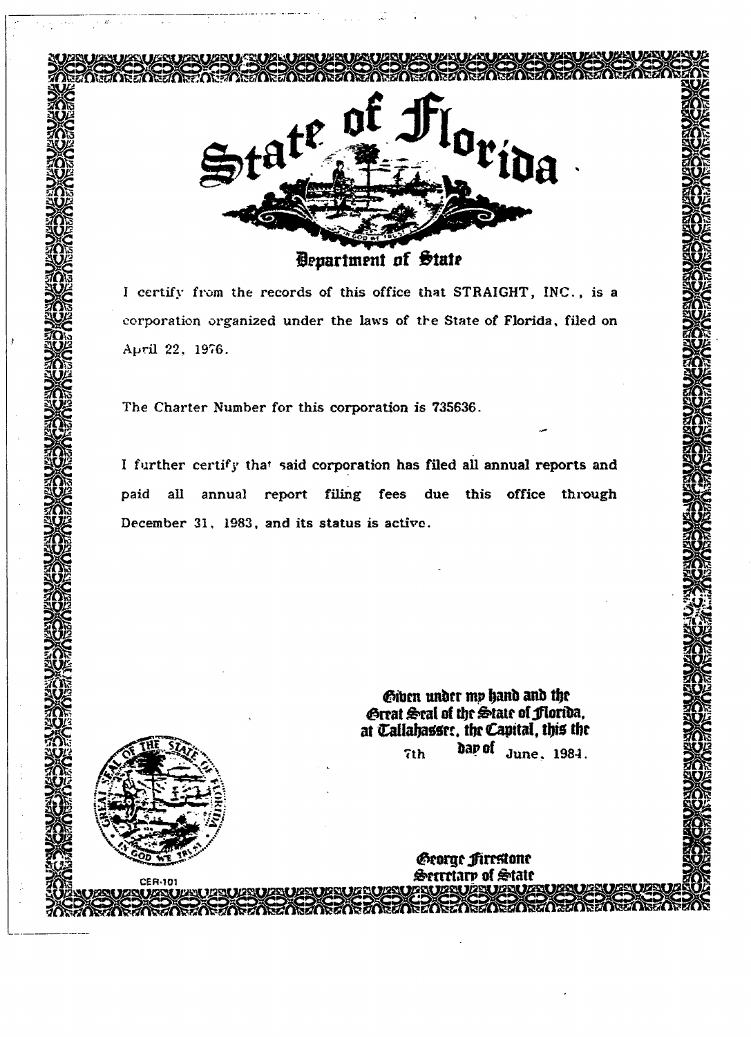# State of Florida

## Department of State

I certify from the records of this office that STRAIGHT, INC., is a corporation organized under the laws of the State of Florida, filed on April 22, 1976.

The Charter Number for this corporation is 735636.

I further certify that said corporation has filed all annual reports and paid all annual report filing fees due this office through December 31, 1983, and its status is active.

Given under my hand and the Great Seal of the State of Florida, at Tallahassee, the Capital, this the 7th day of June, 1984.

George Firestone
Secretary of State

CER-101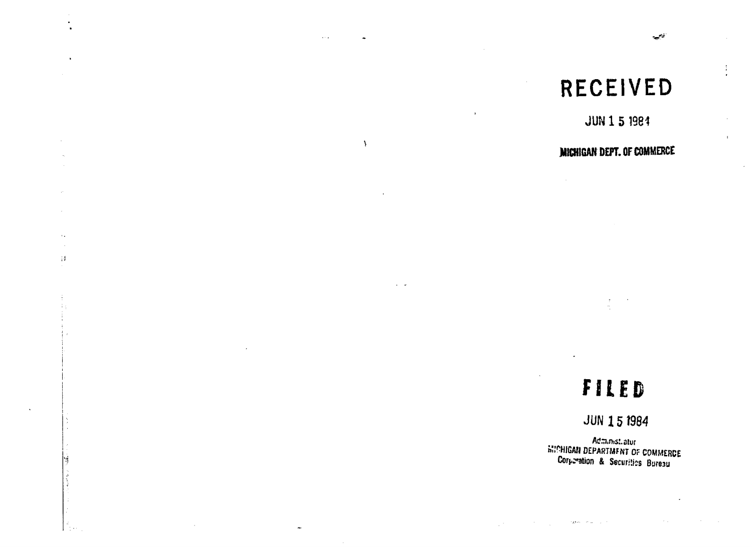# RECEIVED

JUN 1 5 1984

**MICHIGAN DEPT. OF COMMERCE**

# FILED

JUN 1 5 1984

Administrator
MICHIGAN DEPARTMENT OF COMMERCE
Corporation & Securities Bureau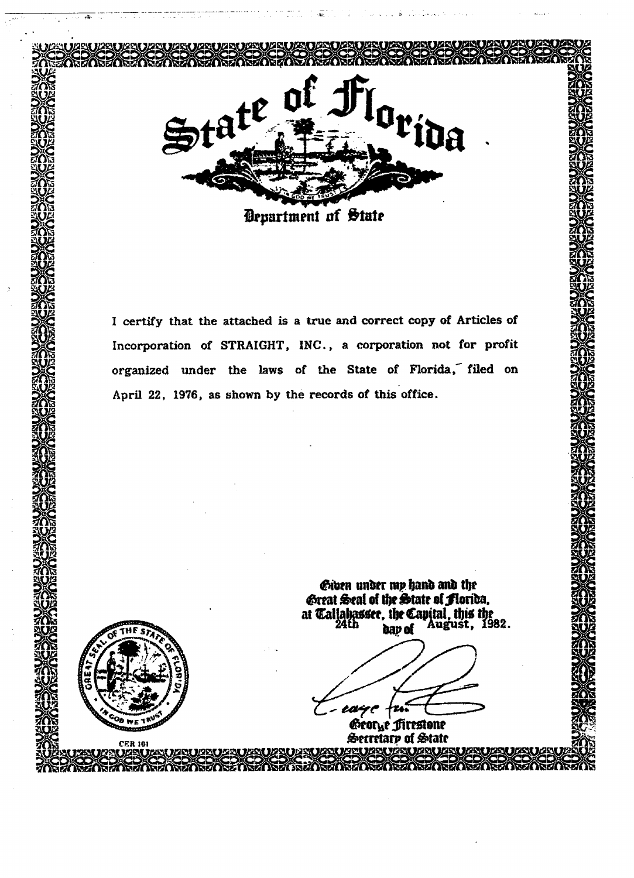# State of Florida

## Department of State

I certify that the attached is a true and correct copy of Articles of Incorporation of STRAIGHT, INC., a corporation not for profit organized under the laws of the State of Florida, filed on April 22, 1976, as shown by the records of this office.

Given under my hand and the Great Seal of the State of Florida, at Tallahassee, the Capital, this the 24th day of August, 1982.

George Firestone
Secretary of State

CER 101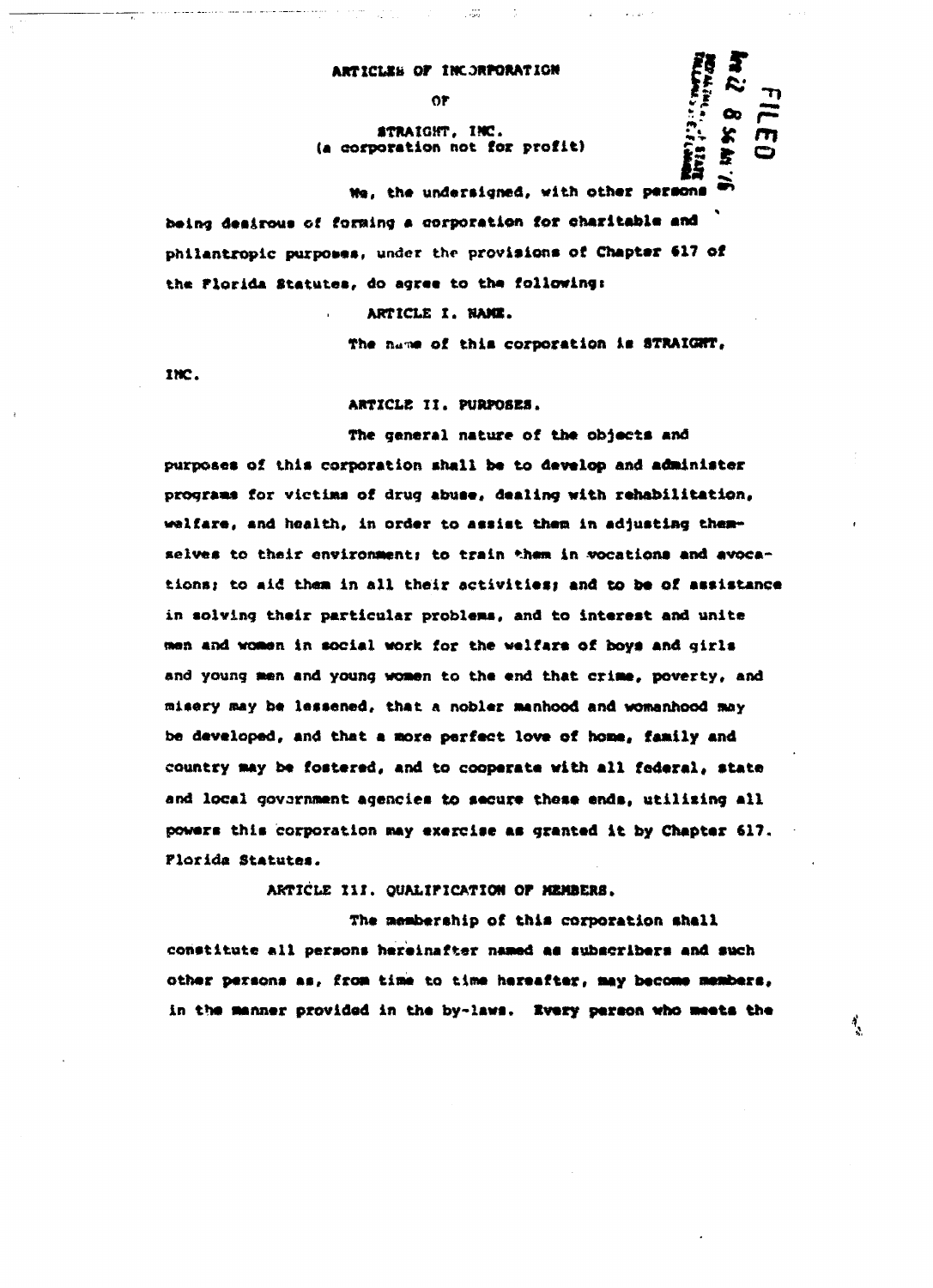# ARTICLES OF INCORPORATION

OF

STRAIGHT, INC.
(a corporation not for profit)

FILED

We, the undersigned, with other persons being desirous of forming a corporation for charitable and philantropic purposes, under the provisions of Chapter 617 of the Florida Statutes, do agree to the following:

## ARTICLE I. NAME.

The name of this corporation is STRAIGHT, INC.

## ARTICLE II. PURPOSES.

The general nature of the objects and purposes of this corporation shall be to develop and administer programs for victims of drug abuse, dealing with rehabilitation, welfare, and health, in order to assist them in adjusting themselves to their environment; to train them in vocations and avocations; to aid them in all their activities; and to be of assistance in solving their particular problems, and to interest and unite men and women in social work for the welfare of boys and girls and young men and young women to the end that crime, poverty, and misery may be lessened, that a nobler manhood and womanhood may be developed, and that a more perfect love of home, family and country may be fostered, and to cooperate with all federal, state and local government agencies to secure these ends, utilizing all powers this corporation may exercise as granted it by Chapter 617. Florida Statutes.

## ARTICLE III. QUALIFICATION OF MEMBERS.

The membership of this corporation shall constitute all persons hereinafter named as subscribers and such other persons as, from time to time hereafter, may become members, in the manner provided in the by-laws. Every person who meets the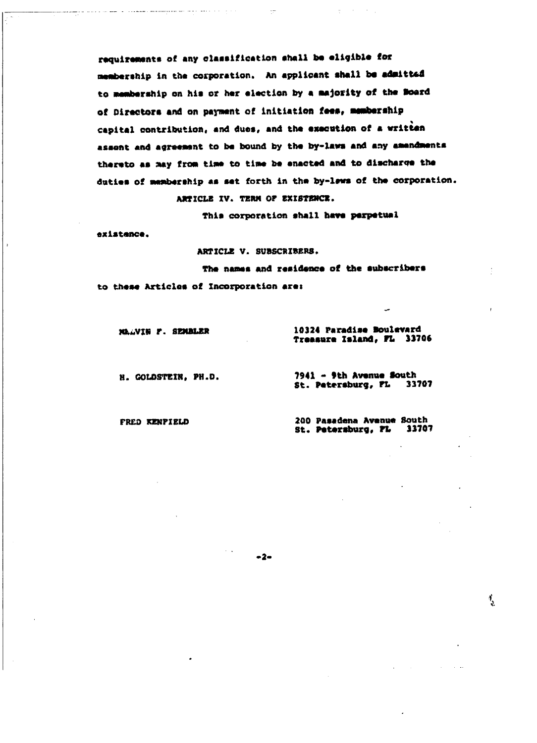requirements of any classification shall be eligible for membership in the corporation. An applicant shall be admitted to membership on his or her election by a majority of the Board of Directors and on payment of initiation fees, membership capital contribution, and dues, and the execution of a written assent and agreement to be bound by the by-laws and any amendments thereto as may from time to time be enacted and to discharge the duties of membership as set forth in the by-laws of the corporation.

## ARTICLE IV. TERM OF EXISTENCE.

This corporation shall have perpetual existence.

## ARTICLE V. SUBSCRIBERS.

The names and residence of the subscribers to these Articles of Incorporation are:

| | |
|---|---|
| MALVIN F. SEMBLER | 10324 Paradise Boulevard<br>Treasure Island, FL 33706 |
| H. GOLDSTEIN, PH.D. | 7941 - 9th Avenue South<br>St. Petersburg, FL 33707 |
| FRED KENFIELD | 200 Pasadena Avenue South<br>St. Petersburg, FL 33707 |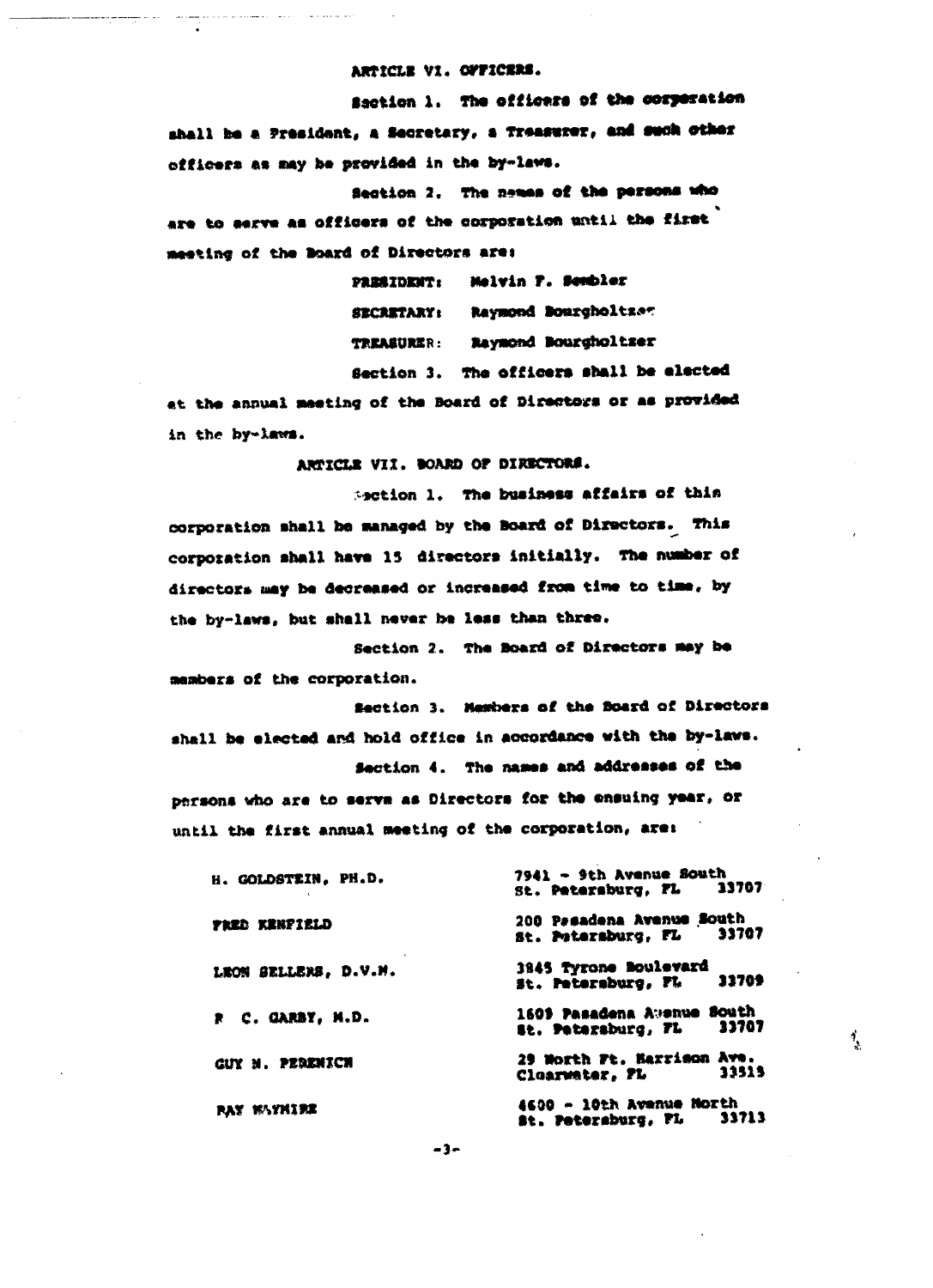## ARTICLE VI. OFFICERS.

Section 1. The officers of the corporation shall be a President, a Secretary, a Treasurer, and such other officers as may be provided in the by-laws.

Section 2. The names of the persons who are to serve as officers of the corporation until the first meeting of the Board of Directors are:

PRESIDENT: Melvin F. Sembler

SECRETARY: Raymond Bourgholtzer

TREASURER: Raymond Bourgholtzer

Section 3. The officers shall be elected at the annual meeting of the Board of Directors or as provided in the by-laws.

## ARTICLE VII. BOARD OF DIRECTORS.

Section 1. The business affairs of this corporation shall be managed by the Board of Directors. This corporation shall have 15 directors initially. The number of directors may be decreased or increased from time to time, by the by-laws, but shall never be less than three.

Section 2. The Board of Directors may be members of the corporation.

Section 3. Members of the Board of Directors shall be elected and hold office in accordance with the by-laws.

Section 4. The names and addresses of the persons who are to serve as Directors for the ensuing year, or until the first annual meeting of the corporation, are:

| | |
|---|---|
| H. GOLDSTEIN, PH.D. | 7941 - 9th Avenue South<br>St. Petersburg, FL 33707 |
| FRED KENFIELD | 200 Pasadena Avenue South<br>St. Petersburg, FL 33707 |
| LEON SELLERS, D.V.M. | 3845 Tyrone Boulevard<br>St. Petersburg, FL 33709 |
| F C. GARBY, M.D. | 1609 Pasadena Avenue South<br>St. Petersburg, FL 33707 |
| GUY N. PERENICH | 29 North Ft. Harrison Ave.<br>Clearwater, FL 33515 |
| RAY WAYMIRE | 4600 - 10th Avenue North<br>St. Petersburg, FL 33713 |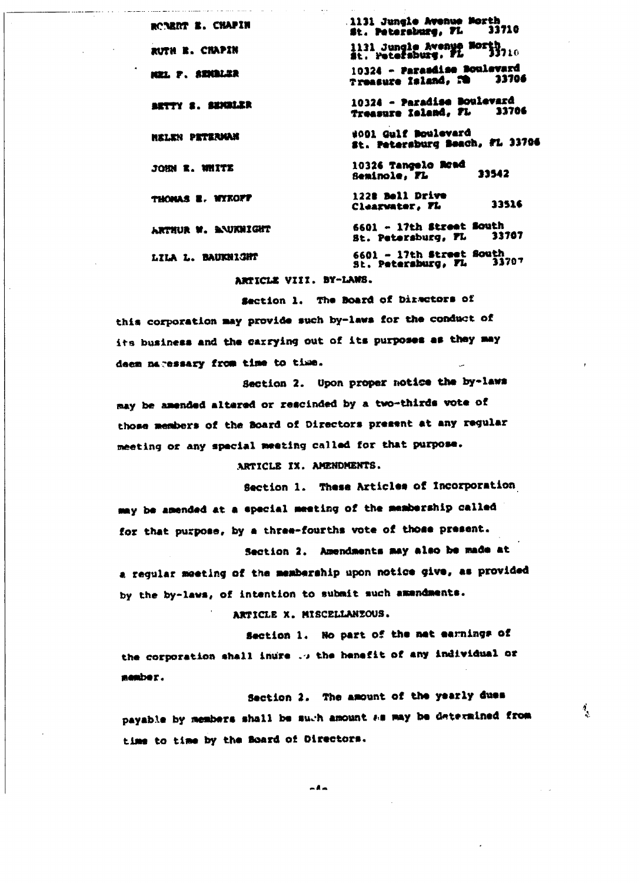| | |
|---|---|
| ROBERT E. CHAPIN | 1131 Jungle Avenue North<br>St. Petersburg, FL 33710 |
| RUTH E. CHAPIN | 1131 Jungle Avenue North<br>St. Petersburg, FL 33710 |
| MEL F. SEMBLER | 10324 - Paradise Boulevard<br>Treasure Island, FL 33706 |
| BETTY S. SEMBLER | 10324 - Paradise Boulevard<br>Treasure Island, FL 33706 |
| HELEN PETERMAN | 8001 Gulf Boulevard<br>St. Petersburg Beach, FL 33706 |
| JOHN E. WHITE | 10326 Tangelo Road<br>Seminole, FL 33542 |
| THOMAS E. WYKOFF | 1228 Bell Drive<br>Clearwater, FL 33516 |
| ARTHUR W. BAUKNIGHT | 6601 - 17th Street South<br>St. Petersburg, FL 33707 |
| LILA L. BAUKNIGHT | 6601 - 17th Street South<br>St. Petersburg, FL 33707 |

ARTICLE VIII. BY-LAWS.

Section 1. The Board of Directors of this corporation may provide such by-laws for the conduct of its business and the carrying out of its purposes as they may deem necessary from time to time.

Section 2. Upon proper notice the by-laws may be amended altered or rescinded by a two-thirds vote of those members of the Board of Directors present at any regular meeting or any special meeting called for that purpose.

ARTICLE IX. AMENDMENTS.

Section 1. These Articles of Incorporation may be amended at a special meeting of the membership called for that purpose, by a three-fourths vote of those present.

Section 2. Amendments may also be made at a regular meeting of the membership upon notice give, as provided by the by-laws, of intention to submit such amendments.

ARTICLE X. MISCELLANEOUS.

Section 1. No part of the net earnings of the corporation shall inure to the benefit of any individual or member.

Section 2. The amount of the yearly dues payable by members shall be such amount as may be determined from time to time by the Board of Directors.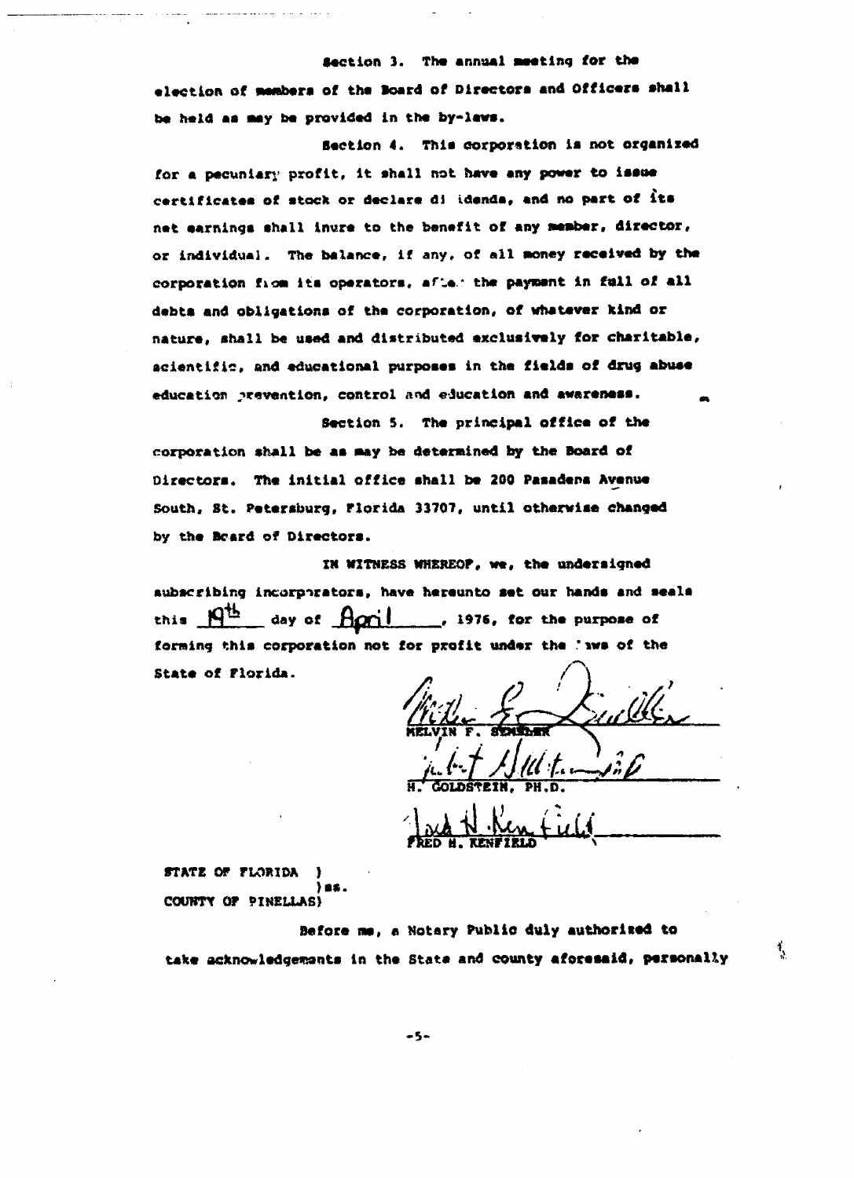Section 3. The annual meeting for the election of members of the Board of Directors and Officers shall be held as may be provided in the by-laws.

Section 4. This corporation is not organized for a pecuniary profit, it shall not have any power to issue certificates of stock or declare dividends, and no part of its net earnings shall inure to the benefit of any member, director, or individual. The balance, if any, of all money received by the corporation from its operators, after the payment in full of all debts and obligations of the corporation, of whatever kind or nature, shall be used and distributed exclusively for charitable, scientific, and educational purposes in the fields of drug abuse education prevention, control and education and awareness.

Section 5. The principal office of the corporation shall be as may be determined by the Board of Directors. The initial office shall be 200 Pasadena Avenue South, St. Petersburg, Florida 33707, until otherwise changed by the Board of Directors.

IN WITNESS WHEREOF, we, the undersigned subscribing incorporators, have hereunto set our hands and seals this 19th day of April, 1976, for the purpose of forming this corporation not for profit under the laws of the State of Florida.

MELVIN F. SEMBLER

H. GOLDSTEIN, PH.D.

FRED H. KENFIELD

STATE OF FLORIDA )
 ) ss.
COUNTY OF PINELLAS)

Before me, a Notary Public duly authorized to take acknowledgements in the State and county aforesaid, personally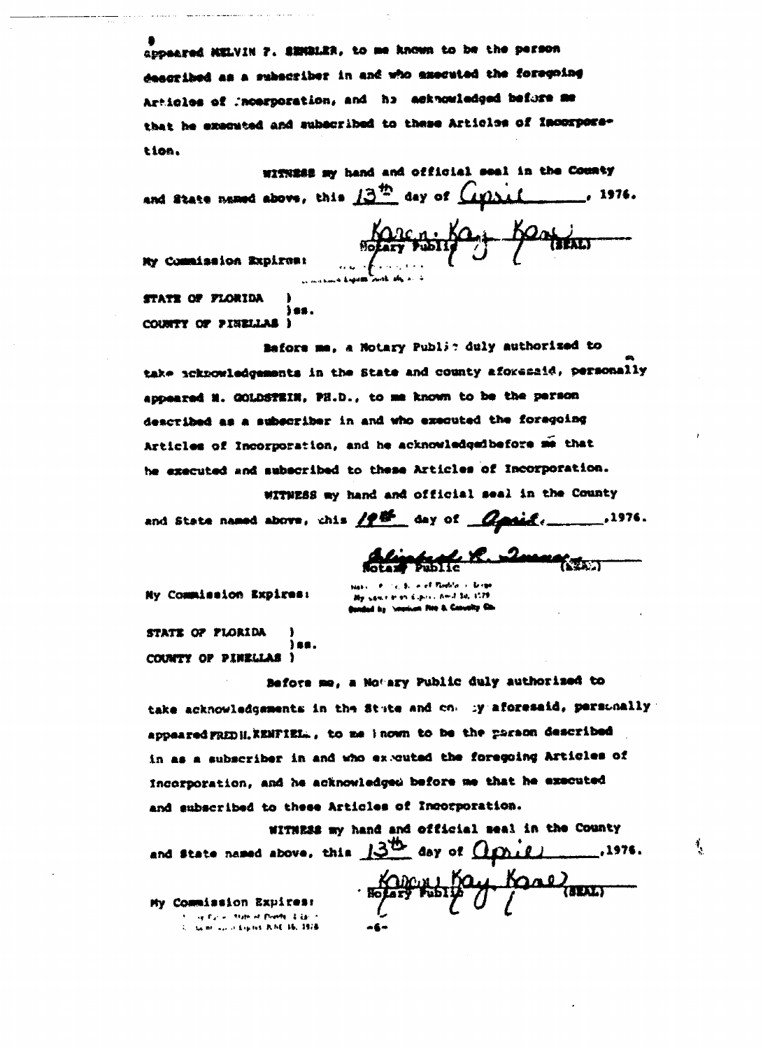appeared MELVIN F. SEMBLER, to me known to be the person described as a subscriber in and who executed the foregoing Articles of Incorporation, and he acknowledged before me that he executed and subscribed to these Articles of Incorporation.

WITNESS my hand and official seal in the County and State named above, this 13th day of April, 1976.

Karen Kay Kane
Notary Public (SEAL)

My Commission Expires:

STATE OF FLORIDA )
 )ss.
COUNTY OF PINELLAS )

Before me, a Notary Public duly authorized to take acknowledgements in the State and county aforesaid, personally appeared M. GOLDSTEIN, PH.D., to me known to be the person described as a subscriber in and who executed the foregoing Articles of Incorporation, and he acknowledged before me that he executed and subscribed to these Articles of Incorporation.

WITNESS my hand and official seal in the County and State named above, this 19th day of April, 1976.

Notary Public (SEAL)

My Commission Expires:

STATE OF FLORIDA )
 )ss.
COUNTY OF PINELLAS )

Before me, a Notary Public duly authorized to take acknowledgements in the State and county aforesaid, personally appeared FRED H. KENFIELD, to me known to be the person described in as a subscriber in and who executed the foregoing Articles of Incorporation, and he acknowledged before me that he executed and subscribed to these Articles of Incorporation.

WITNESS my hand and official seal in the County and State named above, this 13th day of April, 1976.

Karen Kay Kane
Notary Public (SEAL)

My Commission Expires: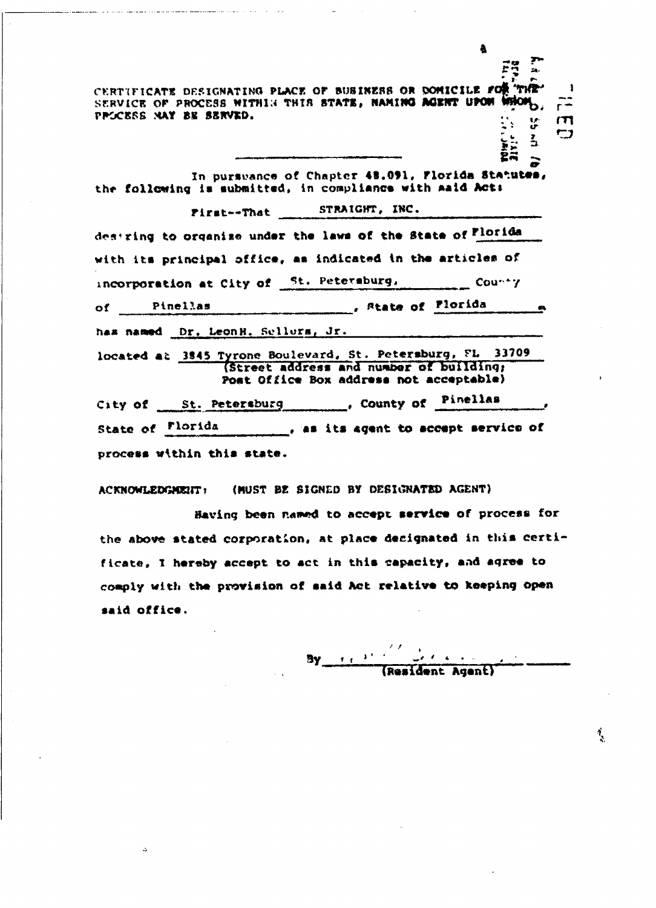CERTIFICATE DESIGNATING PLACE OF BUSINESS OR DOMICILE FOR THE SERVICE OF PROCESS WITHIN THIS STATE, NAMING AGENT UPON WHOM PROCESS MAY BE SERVED.

In pursuance of Chapter 48.091, Florida Statutes, the following is submitted, in compliance with said Act:

First--That STRAIGHT, INC.

desiring to organize under the laws of the State of Florida with its principal office, as indicated in the articles of incorporation at City of St. Petersburg, County of Pinellas, State of Florida has named Dr. Leon H. Sellurs, Jr.

located at 3845 Tyrone Boulevard, St. Petersburg, FL 33709
(Street address and number of building; Post Office Box address not acceptable)

City of St. Petersburg, County of Pinellas, State of Florida, as its agent to accept service of process within this state.

ACKNOWLEDGMENT: (MUST BE SIGNED BY DESIGNATED AGENT)

Having been named to accept service of process for the above stated corporation, at place designated in this certificate, I hereby accept to act in this capacity, and agree to comply with the provision of said Act relative to keeping open said office.

By ______________________
(Resident Agent)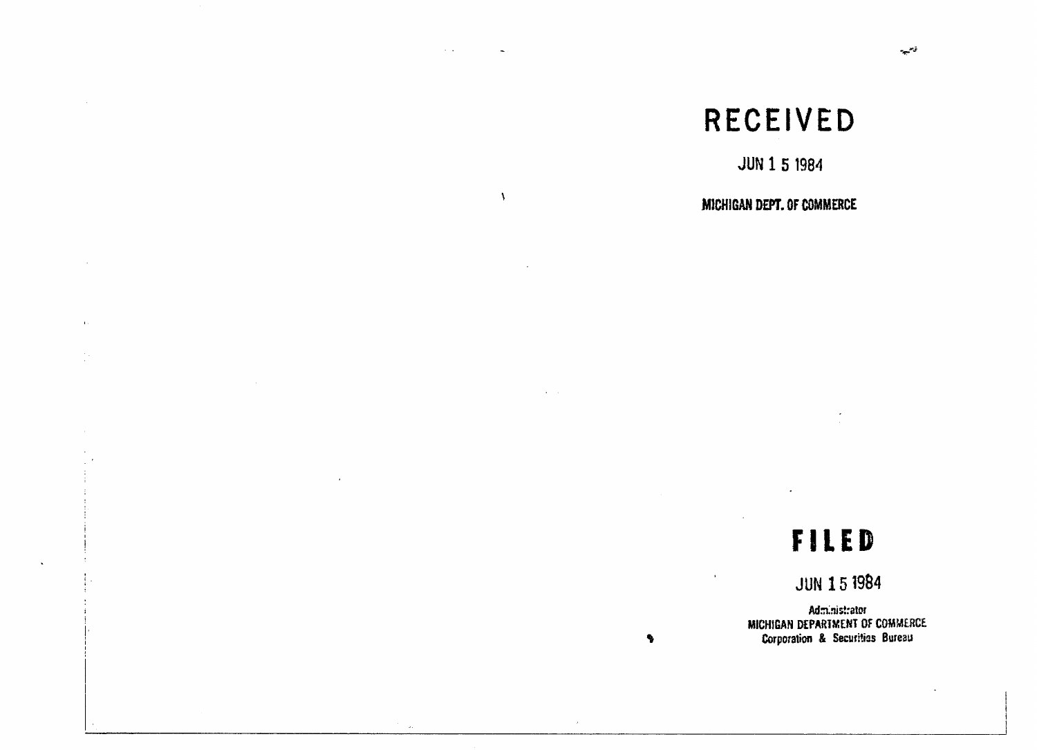RECEIVED

JUN 1 5 1984

MICHIGAN DEPT. OF COMMERCE

FILED

JUN 15 1984

Administrator
MICHIGAN DEPARTMENT OF COMMERCE
Corporation & Securities Bureau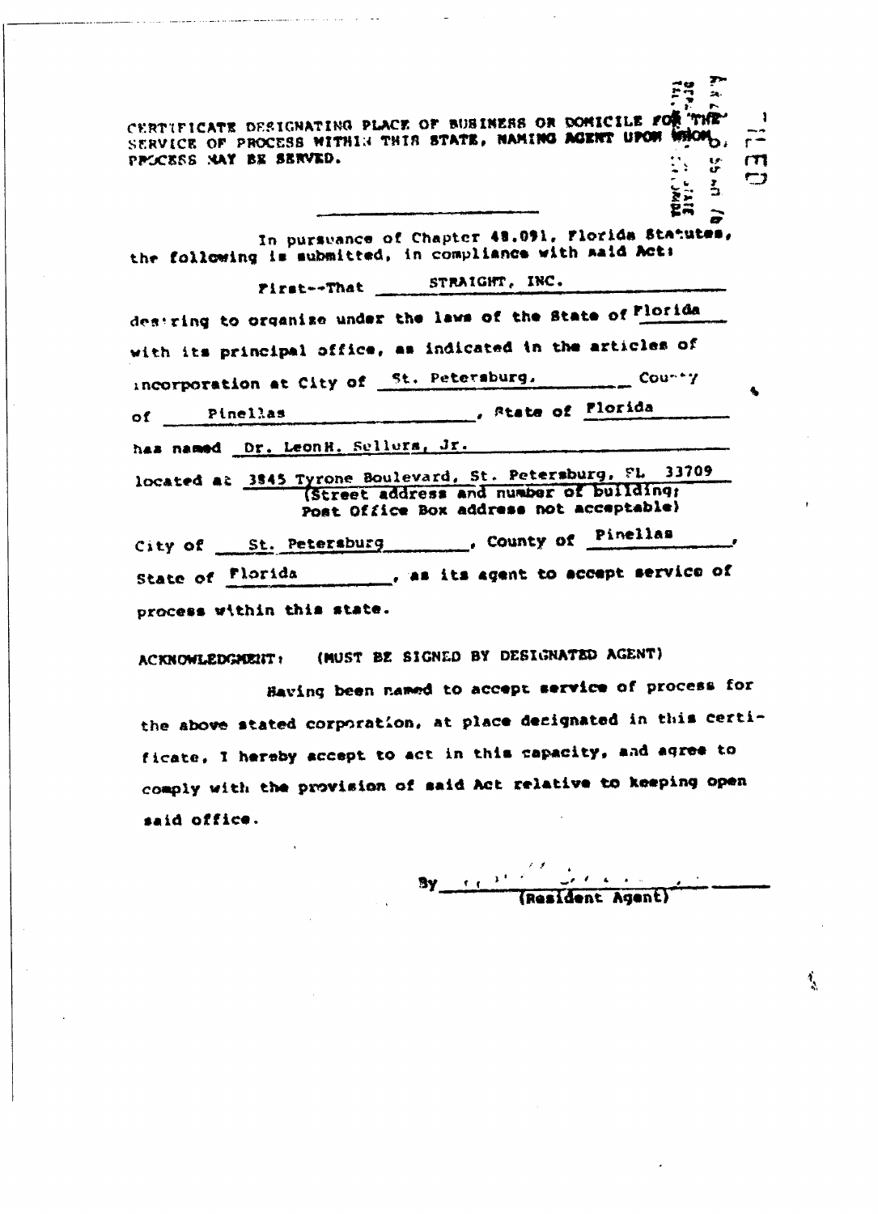CERTIFICATE DESIGNATING PLACE OF BUSINESS OR DOMICILE FOR THE SERVICE OF PROCESS WITHIN THIS STATE, NAMING AGENT UPON WHOM PROCESS MAY BE SERVED.

In pursuance of Chapter 48.091, Florida Statutes, the following is submitted, in compliance with said Act:

First--That STRAIGHT, INC.

desiring to organize under the laws of the State of Florida

with its principal office, as indicated in the articles of incorporation at City of St. Petersburg, County of Pinellas, State of Florida

has named Dr. Leon H. Sellurs, Jr.

located at 3845 Tyrone Boulevard, St. Petersburg, FL 33709
(Street address and number of building; Post Office Box address not acceptable)

City of St. Petersburg, County of Pinellas, State of Florida, as its agent to accept service of process within this state.

ACKNOWLEDGMENT: (MUST BE SIGNED BY DESIGNATED AGENT)

Having been named to accept service of process for the above stated corporation, at place designated in this certificate, I hereby accept to act in this capacity, and agree to comply with the provision of said Act relative to keeping open said office.

By ______________________
(Resident Agent)